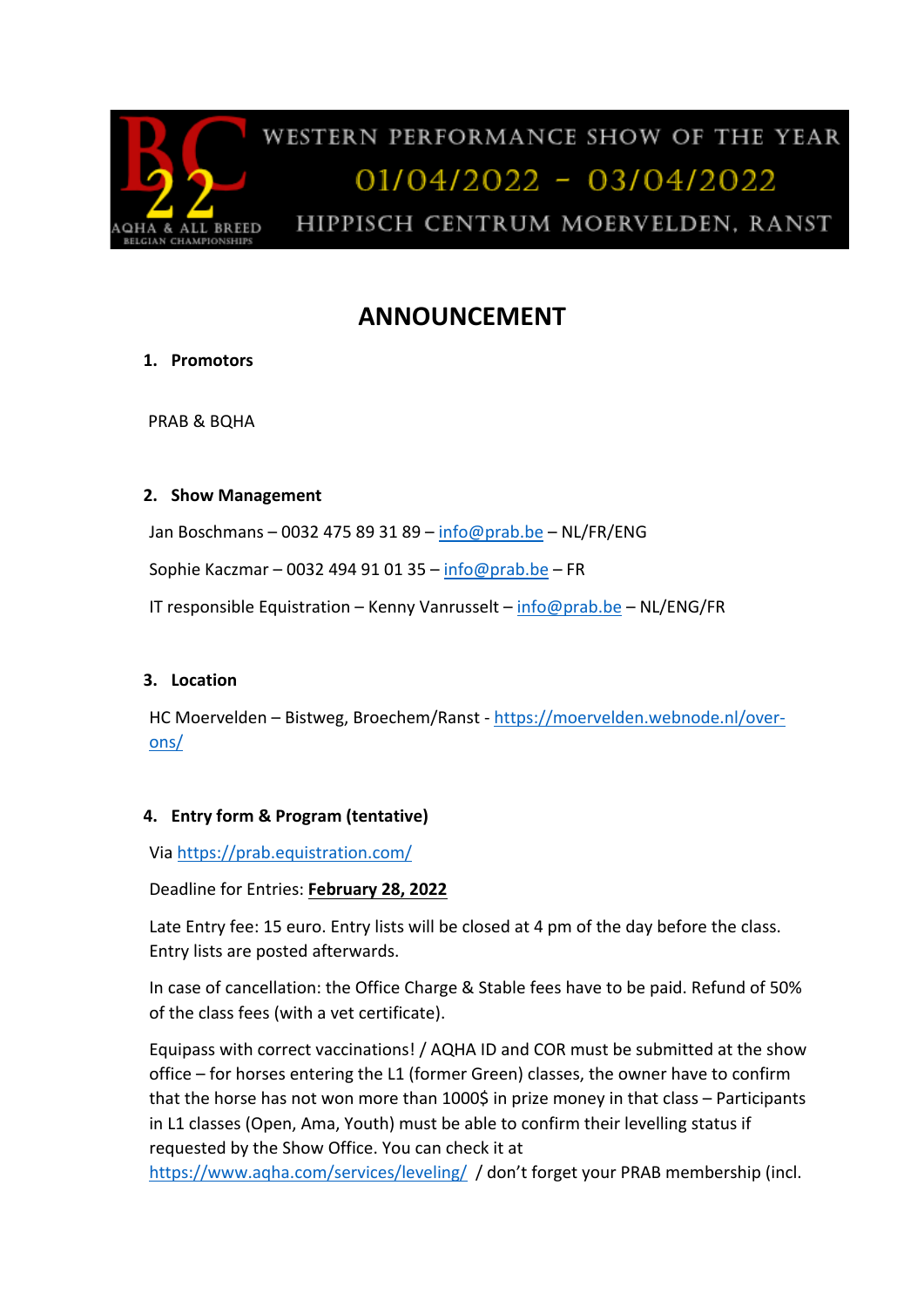WESTERN PERFORMANCE SHOW OF THE YEAR

01/04/2022 – 03/04/2022

HIPPISCH CENTRUM MOERVELDEN, RANST

BC 22 AQHA & ALL BREED BELGIAN CHAMPIONSHIPS

# ANNOUNCEMENT

## 1. Promotors

PRAB & BQHA

## 2. Show Management

Jan Boschmans – 0032 475 89 31 89 – info@prab.be – NL/FR/ENG

Sophie Kaczmar – 0032 494 91 01 35 – info@prab.be – FR

IT responsible Equistration – Kenny Vanrusselt – info@prab.be – NL/ENG/FR

## 3. Location

HC Moervelden – Bistweg, Broechem/Ranst - https://moervelden.webnode.nl/over-ons/

## 4. Entry form & Program (tentative)

Via https://prab.equistration.com/

Deadline for Entries: **February 28, 2022**

Late Entry fee: 15 euro. Entry lists will be closed at 4 pm of the day before the class. Entry lists are posted afterwards.

In case of cancellation: the Office Charge & Stable fees have to be paid. Refund of 50% of the class fees (with a vet certificate).

Equipass with correct vaccinations! / AQHA ID and COR must be submitted at the show office – for horses entering the L1 (former Green) classes, the owner have to confirm that the horse has not won more than 1000$ in prize money in that class – Participants in L1 classes (Open, Ama, Youth) must be able to confirm their levelling status if requested by the Show Office. You can check it at https://www.aqha.com/services/leveling/ / don't forget your PRAB membership (incl.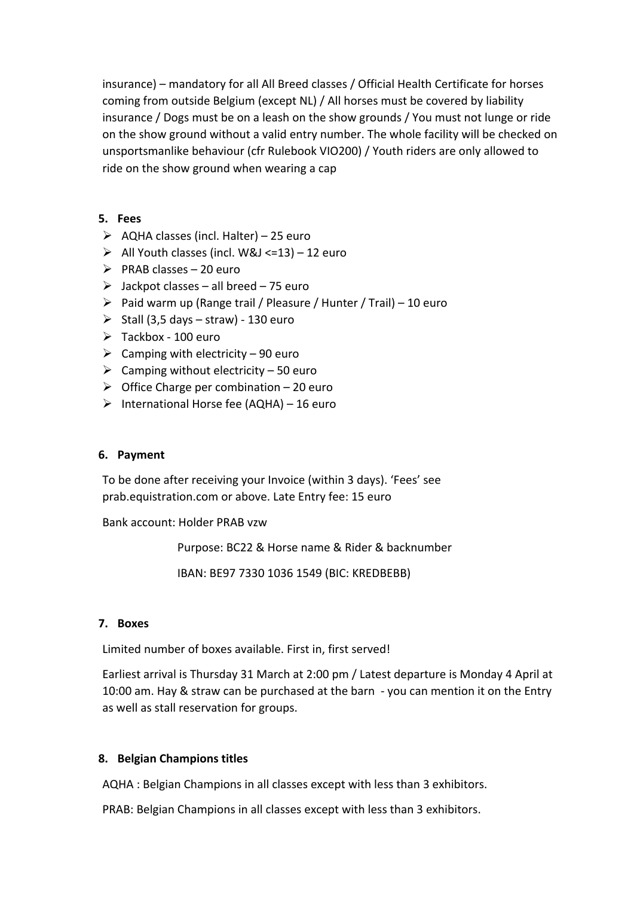insurance) – mandatory for all All Breed classes / Official Health Certificate for horses coming from outside Belgium (except NL) / All horses must be covered by liability insurance / Dogs must be on a leash on the show grounds / You must not lunge or ride on the show ground without a valid entry number. The whole facility will be checked on unsportsmanlike behaviour (cfr Rulebook VIO200) / Youth riders are only allowed to ride on the show ground when wearing a cap

## 5. Fees

- AQHA classes (incl. Halter) – 25 euro
- All Youth classes (incl. W&J <=13) – 12 euro
- PRAB classes – 20 euro
- Jackpot classes – all breed – 75 euro
- Paid warm up (Range trail / Pleasure / Hunter / Trail) – 10 euro
- Stall (3,5 days – straw) - 130 euro
- Tackbox - 100 euro
- Camping with electricity – 90 euro
- Camping without electricity – 50 euro
- Office Charge per combination – 20 euro
- International Horse fee (AQHA) – 16 euro

## 6. Payment

To be done after receiving your Invoice (within 3 days). 'Fees' see prab.equistration.com or above. Late Entry fee: 15 euro

Bank account: Holder PRAB vzw

Purpose: BC22 & Horse name & Rider & backnumber

IBAN: BE97 7330 1036 1549 (BIC: KREDBEBB)

## 7. Boxes

Limited number of boxes available. First in, first served!

Earliest arrival is Thursday 31 March at 2:00 pm / Latest departure is Monday 4 April at 10:00 am. Hay & straw can be purchased at the barn - you can mention it on the Entry as well as stall reservation for groups.

## 8. Belgian Champions titles

AQHA : Belgian Champions in all classes except with less than 3 exhibitors.

PRAB: Belgian Champions in all classes except with less than 3 exhibitors.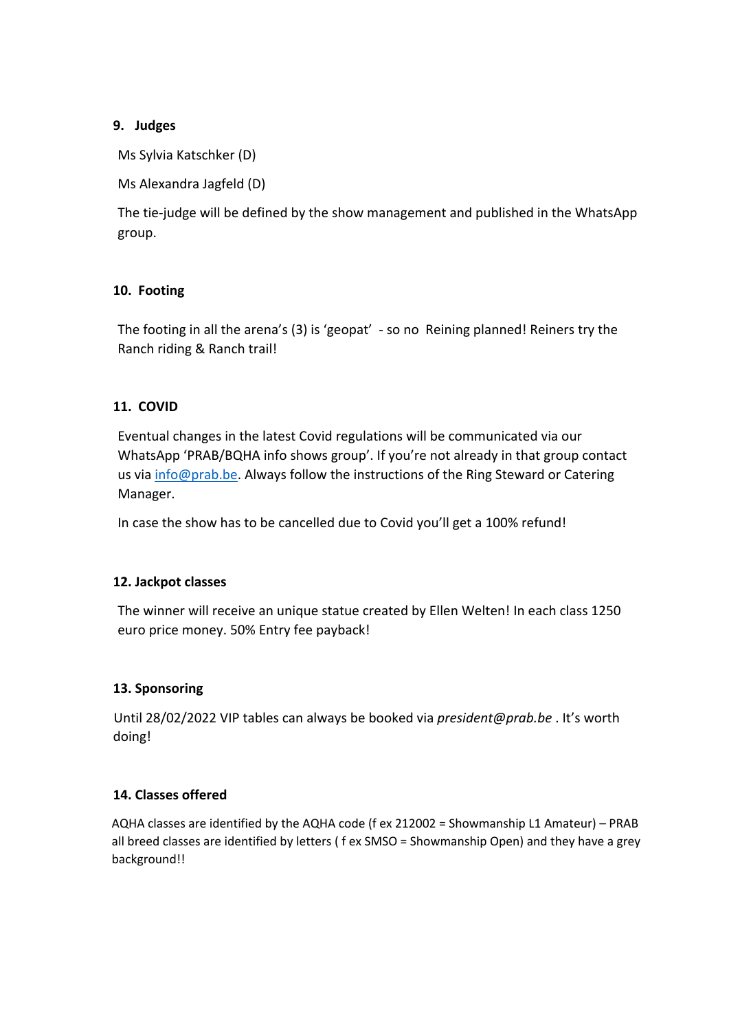## 9. Judges

Ms Sylvia Katschker (D)

Ms Alexandra Jagfeld (D)

The tie-judge will be defined by the show management and published in the WhatsApp group.

## 10. Footing

The footing in all the arena's (3) is 'geopat' - so no Reining planned! Reiners try the Ranch riding & Ranch trail!

## 11. COVID

Eventual changes in the latest Covid regulations will be communicated via our WhatsApp 'PRAB/BQHA info shows group'. If you're not already in that group contact us via info@prab.be. Always follow the instructions of the Ring Steward or Catering Manager.

In case the show has to be cancelled due to Covid you'll get a 100% refund!

## 12. Jackpot classes

The winner will receive an unique statue created by Ellen Welten! In each class 1250 euro price money. 50% Entry fee payback!

## 13. Sponsoring

Until 28/02/2022 VIP tables can always be booked via *president@prab.be* . It's worth doing!

## 14. Classes offered

AQHA classes are identified by the AQHA code (f ex 212002 = Showmanship L1 Amateur) – PRAB all breed classes are identified by letters ( f ex SMSO = Showmanship Open) and they have a grey background!!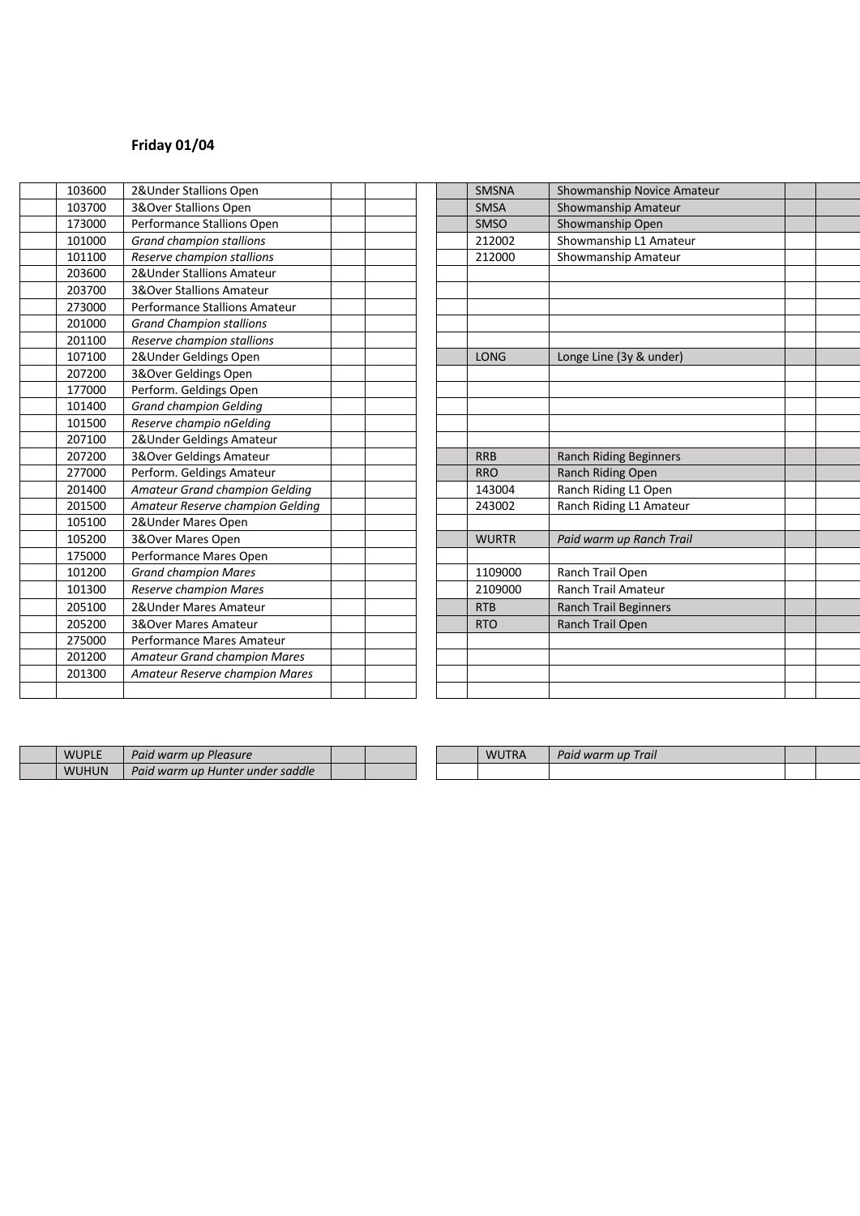**Friday 01/04**

| | | | | |
|---|---|---|---|---|
| | 103600 | 2&Under Stallions Open | | |
| | 103700 | 3&Over Stallions Open | | |
| | 173000 | Performance Stallions Open | | |
| | 101000 | *Grand champion stallions* | | |
| | 101100 | *Reserve champion stallions* | | |
| | 203600 | 2&Under Stallions Amateur | | |
| | 203700 | 3&Over Stallions Amateur | | |
| | 273000 | Performance Stallions Amateur | | |
| | 201000 | *Grand Champion stallions* | | |
| | 201100 | *Reserve champion stallions* | | |
| | 107100 | 2&Under Geldings Open | | |
| | 207200 | 3&Over Geldings Open | | |
| | 177000 | Perform. Geldings Open | | |
| | 101400 | *Grand champion Gelding* | | |
| | 101500 | *Reserve champio nGelding* | | |
| | 207100 | 2&Under Geldings Amateur | | |
| | 207200 | 3&Over Geldings Amateur | | |
| | 277000 | Perform. Geldings Amateur | | |
| | 201400 | *Amateur Grand champion Gelding* | | |
| | 201500 | *Amateur Reserve champion Gelding* | | |
| | 105100 | 2&Under Mares Open | | |
| | 105200 | 3&Over Mares Open | | |
| | 175000 | Performance Mares Open | | |
| | 101200 | *Grand champion Mares* | | |
| | 101300 | *Reserve champion Mares* | | |
| | 205100 | 2&Under Mares Amateur | | |
| | 205200 | 3&Over Mares Amateur | | |
| | 275000 | Performance Mares Amateur | | |
| | 201200 | *Amateur Grand champion Mares* | | |
| | 201300 | *Amateur Reserve champion Mares* | | |
| | | | | |

| | | | | |
|---|---|---|---|---|
| | SMSNA | Showmanship Novice Amateur | | |
| | SMSA | Showmanship Amateur | | |
| | SMSO | Showmanship Open | | |
| | 212002 | Showmanship L1 Amateur | | |
| | 212000 | Showmanship Amateur | | |
| | | | | |
| | | | | |
| | | | | |
| | | | | |
| | | | | |
| | LONG | Longe Line (3y & under) | | |
| | | | | |
| | | | | |
| | | | | |
| | | | | |
| | | | | |
| | RRB | Ranch Riding Beginners | | |
| | RRO | Ranch Riding Open | | |
| | 143004 | Ranch Riding L1 Open | | |
| | 243002 | Ranch Riding L1 Amateur | | |
| | | | | |
| | WURTR | *Paid warm up Ranch Trail* | | |
| | | | | |
| | 1109000 | Ranch Trail Open | | |
| | 2109000 | Ranch Trail Amateur | | |
| | RTB | Ranch Trail Beginners | | |
| | RTO | Ranch Trail Open | | |
| | | | | |
| | | | | |
| | | | | |
| | | | | |

| | | | | |
|---|---|---|---|---|
| | WUPLE | *Paid warm up Pleasure* | | |
| | WUHUN | *Paid warm up Hunter under saddle* | | |

| | | | | |
|---|---|---|---|---|
| | WUTRA | *Paid warm up Trail* | | |
| | | | | |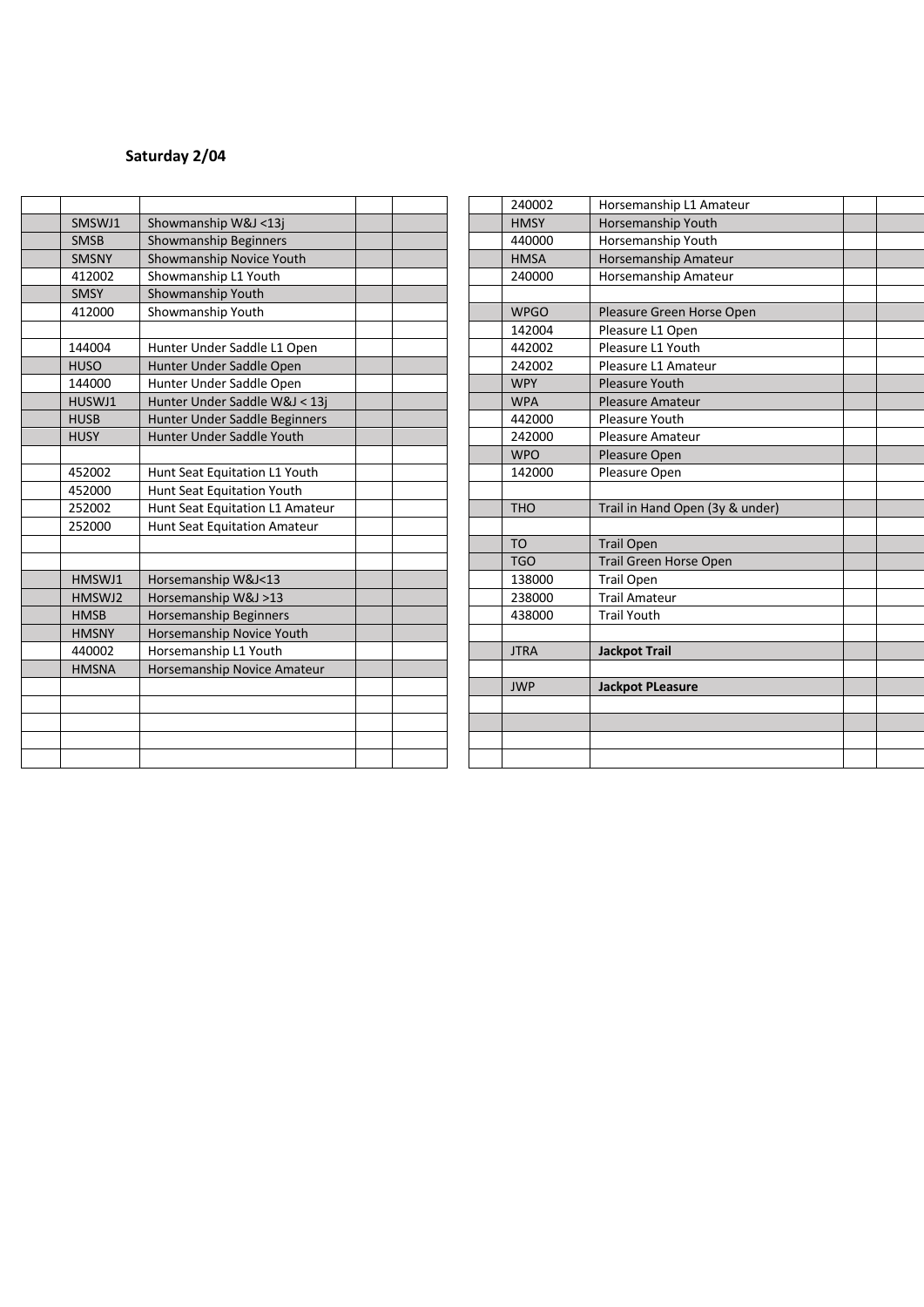**Saturday 2/04**

| | | | | |
|---|---|---|---|---|
| | | | | |
| | SMSWJ1 | Showmanship W&J <13j | | |
| | SMSB | Showmanship Beginners | | |
| | SMSNY | Showmanship Novice Youth | | |
| | 412002 | Showmanship L1 Youth | | |
| | SMSY | Showmanship Youth | | |
| | 412000 | Showmanship Youth | | |
| | | | | |
| | 144004 | Hunter Under Saddle L1 Open | | |
| | HUSO | Hunter Under Saddle Open | | |
| | 144000 | Hunter Under Saddle Open | | |
| | HUSWJ1 | Hunter Under Saddle W&J < 13j | | |
| | HUSB | Hunter Under Saddle Beginners | | |
| | HUSY | Hunter Under Saddle Youth | | |
| | | | | |
| | 452002 | Hunt Seat Equitation L1 Youth | | |
| | 452000 | Hunt Seat Equitation Youth | | |
| | 252002 | Hunt Seat Equitation L1 Amateur | | |
| | 252000 | Hunt Seat Equitation Amateur | | |
| | | | | |
| | | | | |
| | HMSWJ1 | Horsemanship W&J<13 | | |
| | HMSWJ2 | Horsemanship W&J >13 | | |
| | HMSB | Horsemanship Beginners | | |
| | HMSNY | Horsemanship Novice Youth | | |
| | 440002 | Horsemanship L1 Youth | | |
| | HMSNA | Horsemanship Novice Amateur | | |
| | | | | |
| | | | | |
| | | | | |
| | | | | |
| | | | | |

| | | | | |
|---|---|---|---|---|
| | 240002 | Horsemanship L1 Amateur | | |
| | HMSY | Horsemanship Youth | | |
| | 440000 | Horsemanship Youth | | |
| | HMSA | Horsemanship Amateur | | |
| | 240000 | Horsemanship Amateur | | |
| | | | | |
| | WPGO | Pleasure Green Horse Open | | |
| | 142004 | Pleasure L1 Open | | |
| | 442002 | Pleasure L1 Youth | | |
| | 242002 | Pleasure L1 Amateur | | |
| | WPY | Pleasure Youth | | |
| | WPA | Pleasure Amateur | | |
| | 442000 | Pleasure Youth | | |
| | 242000 | Pleasure Amateur | | |
| | WPO | Pleasure Open | | |
| | 142000 | Pleasure Open | | |
| | | | | |
| | THO | Trail in Hand Open (3y & under) | | |
| | | | | |
| | TO | Trail Open | | |
| | TGO | Trail Green Horse Open | | |
| | 138000 | Trail Open | | |
| | 238000 | Trail Amateur | | |
| | 438000 | Trail Youth | | |
| | | | | |
| | JTRA | **Jackpot Trail** | | |
| | | | | |
| | JWP | **Jackpot PLeasure** | | |
| | | | | |
| | | | | |
| | | | | |
| | | | | |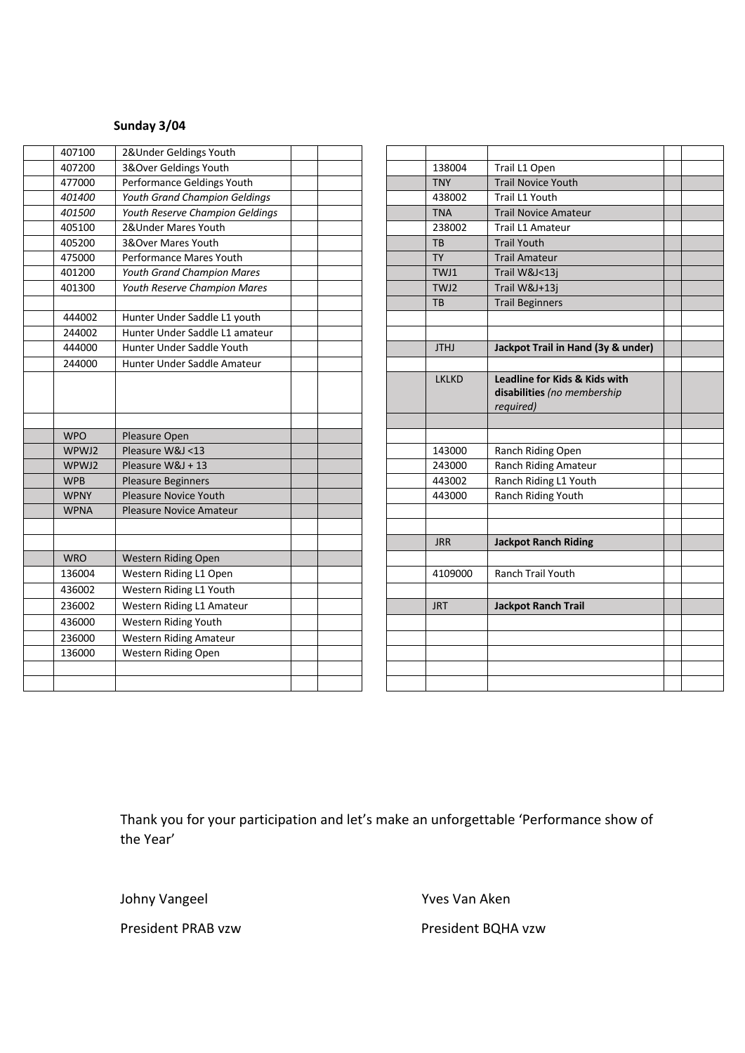**Sunday 3/04**

| | | | | |
|---|---|---|---|---|
| | 407100 | 2&Under Geldings Youth | | |
| | 407200 | 3&Over Geldings Youth | | |
| | 477000 | Performance Geldings Youth | | |
| | *401400* | *Youth Grand Champion Geldings* | | |
| | *401500* | *Youth Reserve Champion Geldings* | | |
| | 405100 | 2&Under Mares Youth | | |
| | 405200 | 3&Over Mares Youth | | |
| | 475000 | Performance Mares Youth | | |
| | 401200 | *Youth Grand Champion Mares* | | |
| | 401300 | *Youth Reserve Champion Mares* | | |
| | | | | |
| | 444002 | Hunter Under Saddle L1 youth | | |
| | 244002 | Hunter Under Saddle L1 amateur | | |
| | 444000 | Hunter Under Saddle Youth | | |
| | 244000 | Hunter Under Saddle Amateur | | |
| | | | | |
| | | | | |
| | WPO | Pleasure Open | | |
| | WPWJ2 | Pleasure W&J <13 | | |
| | WPWJ2 | Pleasure W&J + 13 | | |
| | WPB | Pleasure Beginners | | |
| | WPNY | Pleasure Novice Youth | | |
| | WPNA | Pleasure Novice Amateur | | |
| | | | | |
| | | | | |
| | WRO | Western Riding Open | | |
| | 136004 | Western Riding L1 Open | | |
| | 436002 | Western Riding L1 Youth | | |
| | 236002 | Western Riding L1 Amateur | | |
| | 436000 | Western Riding Youth | | |
| | 236000 | Western Riding Amateur | | |
| | 136000 | Western Riding Open | | |
| | | | | |
| | | | | |

| | | | | |
|---|---|---|---|---|
| | | | | |
| | 138004 | Trail L1 Open | | |
| | TNY | Trail Novice Youth | | |
| | 438002 | Trail L1 Youth | | |
| | TNA | Trail Novice Amateur | | |
| | 238002 | Trail L1 Amateur | | |
| | TB | Trail Youth | | |
| | TY | Trail Amateur | | |
| | TWJ1 | Trail W&J<13j | | |
| | TWJ2 | Trail W&J+13j | | |
| | TB | Trail Beginners | | |
| | | | | |
| | | | | |
| | JTHJ | **Jackpot Trail in Hand (3y & under)** | | |
| | | | | |
| | LKLKD | **Leadline for Kids & Kids with disabilities** *(no membership required)* | | |
| | | | | |
| | | | | |
| | 143000 | Ranch Riding Open | | |
| | 243000 | Ranch Riding Amateur | | |
| | 443002 | Ranch Riding L1 Youth | | |
| | 443000 | Ranch Riding Youth | | |
| | | | | |
| | | | | |
| | JRR | **Jackpot Ranch Riding** | | |
| | | | | |
| | 4109000 | Ranch Trail Youth | | |
| | | | | |
| | JRT | **Jackpot Ranch Trail** | | |
| | | | | |
| | | | | |
| | | | | |
| | | | | |
| | | | | |

Thank you for your participation and let's make an unforgettable 'Performance show of the Year'

Johny Vangeel
President PRAB vzw

Yves Van Aken
President BQHA vzw